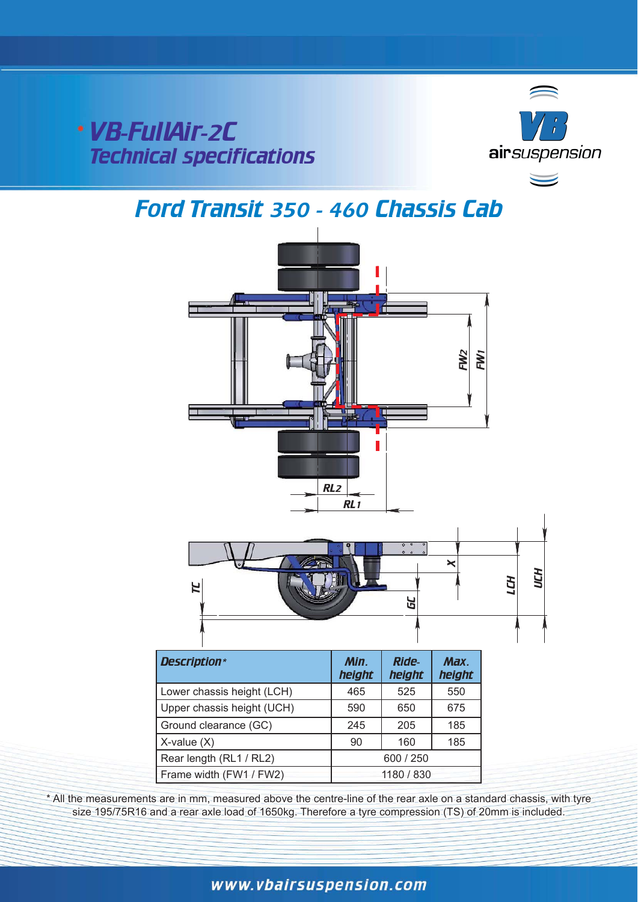# * VB-FullAir-2C
## Technical specifications

## Ford Transit 350 - 460 Chassis Cab

| Description* | Min. height | Ride-height | Max. height |
|---|---|---|---|
| Lower chassis height (LCH) | 465 | 525 | 550 |
| Upper chassis height (UCH) | 590 | 650 | 675 |
| Ground clearance (GC) | 245 | 205 | 185 |
| X-value (X) | 90 | 160 | 185 |
| Rear length (RL1 / RL2) | 600 / 250 | | |
| Frame width (FW1 / FW2) | 1180 / 830 | | |

* All the measurements are in mm, measured above the centre-line of the rear axle on a standard chassis, with tyre size 195/75R16 and a rear axle load of 1650kg. Therefore a tyre compression (TS) of 20mm is included.

www.vbairsuspension.com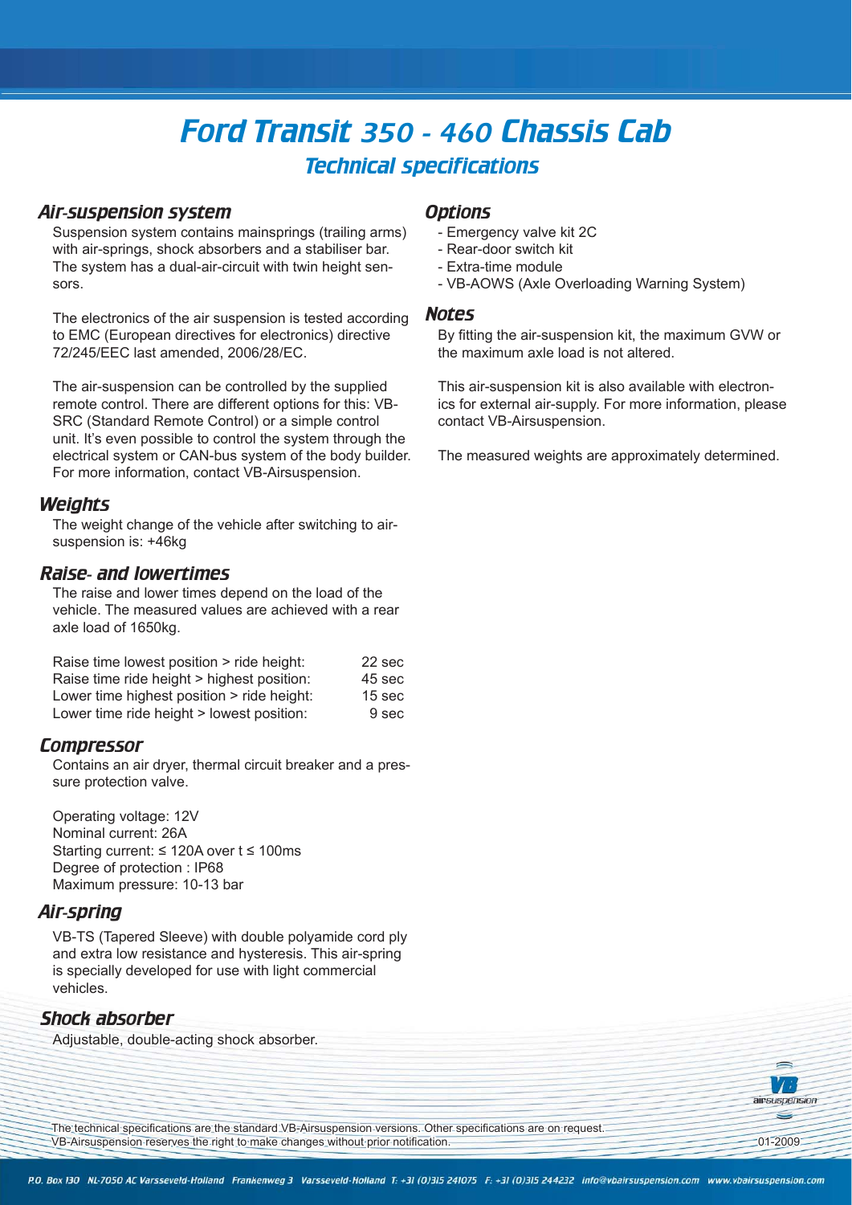# Ford Transit 350 - 460 Chassis Cab

## Technical specifications

### Air-suspension system

Suspension system contains mainsprings (trailing arms) with air-springs, shock absorbers and a stabiliser bar. The system has a dual-air-circuit with twin height sensors.

The electronics of the air suspension is tested according to EMC (European directives for electronics) directive 72/245/EEC last amended, 2006/28/EC.

The air-suspension can be controlled by the supplied remote control. There are different options for this: VB-SRC (Standard Remote Control) or a simple control unit. It's even possible to control the system through the electrical system or CAN-bus system of the body builder. For more information, contact VB-Airsuspension.

### Weights

The weight change of the vehicle after switching to air-suspension is: +46kg

### Raise- and lowertimes

The raise and lower times depend on the load of the vehicle. The measured values are achieved with a rear axle load of 1650kg.

| | |
|---|---|
| Raise time lowest position > ride height: | 22 sec |
| Raise time ride height > highest position: | 45 sec |
| Lower time highest position > ride height: | 15 sec |
| Lower time ride height > lowest position: | 9 sec |

### Compressor

Contains an air dryer, thermal circuit breaker and a pressure protection valve.

Operating voltage: 12V
Nominal current: 26A
Starting current: ≤ 120A over t ≤ 100ms
Degree of protection : IP68
Maximum pressure: 10-13 bar

### Air-spring

VB-TS (Tapered Sleeve) with double polyamide cord ply and extra low resistance and hysteresis. This air-spring is specially developed for use with light commercial vehicles.

### Shock absorber

Adjustable, double-acting shock absorber.

### Options

- Emergency valve kit 2C
- Rear-door switch kit
- Extra-time module
- VB-AOWS (Axle Overloading Warning System)

### Notes

By fitting the air-suspension kit, the maximum GVW or the maximum axle load is not altered.

This air-suspension kit is also available with electronics for external air-supply. For more information, please contact VB-Airsuspension.

The measured weights are approximately determined.

The technical specifications are the standard VB-Airsuspension versions. Other specifications are on request.
VB-Airsuspension reserves the right to make changes without prior notification. 01-2009

P.O. Box 130 NL-7050 AC Varsseveld-Holland Frankenweg 3 Varsseveld-Holland T: +31 (0)315 241075 F: +31 (0)315 244232 info@vbairsuspension.com www.vbairsuspension.com